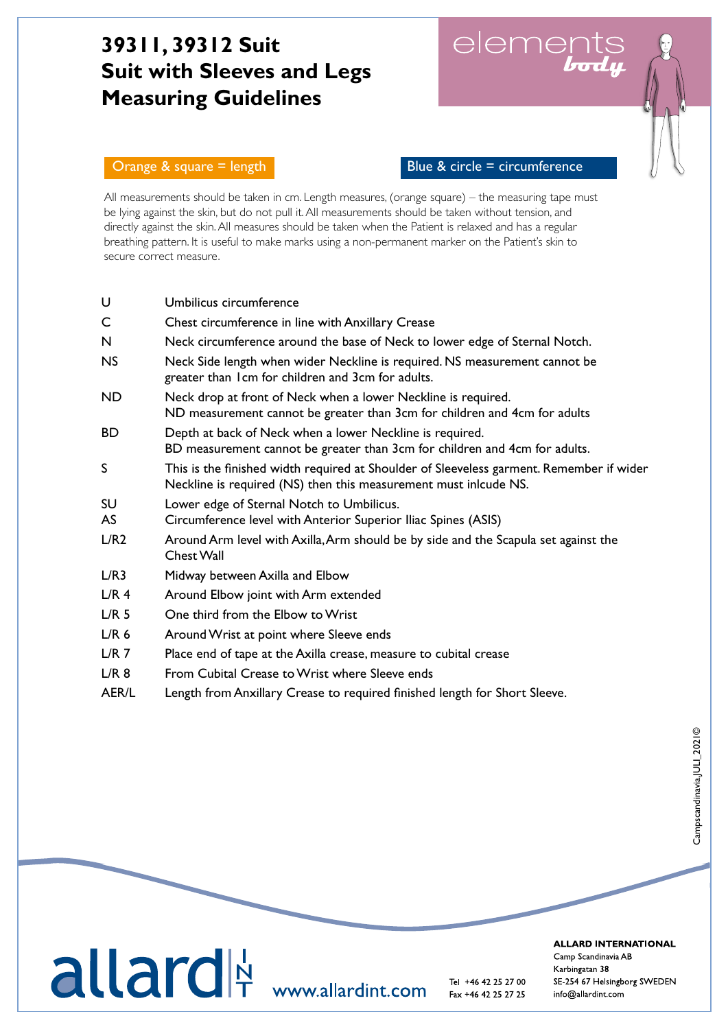# 39311, 39312 Suit
# Suit with Sleeves and Legs
# Measuring Guidelines

elements *body*

Orange & square = length

Blue & circle = circumference

All measurements should be taken in cm. Length measures, (orange square) – the measuring tape must be lying against the skin, but do not pull it. All measurements should be taken without tension, and directly against the skin. All measures should be taken when the Patient is relaxed and has a regular breathing pattern. It is useful to make marks using a non-permanent marker on the Patient's skin to secure correct measure.

| | |
|---|---|
| U | Umbilicus circumference |
| C | Chest circumference in line with Anxillary Crease |
| N | Neck circumference around the base of Neck to lower edge of Sternal Notch. |
| NS | Neck Side length when wider Neckline is required. NS measurement cannot be greater than 1cm for children and 3cm for adults. |
| ND | Neck drop at front of Neck when a lower Neckline is required. ND measurement cannot be greater than 3cm for children and 4cm for adults |
| BD | Depth at back of Neck when a lower Neckline is required. BD measurement cannot be greater than 3cm for children and 4cm for adults. |
| S | This is the finished width required at Shoulder of Sleeveless garment. Remember if wider Neckline is required (NS) then this measurement must inlcude NS. |
| SU | Lower edge of Sternal Notch to Umbilicus. |
| AS | Circumference level with Anterior Superior Iliac Spines (ASIS) |
| L/R2 | Around Arm level with Axilla, Arm should be by side and the Scapula set against the Chest Wall |
| L/R3 | Midway between Axilla and Elbow |
| L/R 4 | Around Elbow joint with Arm extended |
| L/R 5 | One third from the Elbow to Wrist |
| L/R 6 | Around Wrist at point where Sleeve ends |
| L/R 7 | Place end of tape at the Axilla crease, measure to cubital crease |
| L/R 8 | From Cubital Crease to Wrist where Sleeve ends |
| AER/L | Length from Anxillary Crease to required finished length for Short Sleeve. |

Campscandinavia,JULI_2021©

allard INT www.allardint.com

Tel +46 42 25 27 00
Fax +46 42 25 27 25

**ALLARD INTERNATIONAL**
Camp Scandinavia AB
Karbingatan 38
SE-254 67 Helsingborg SWEDEN
info@allardint.com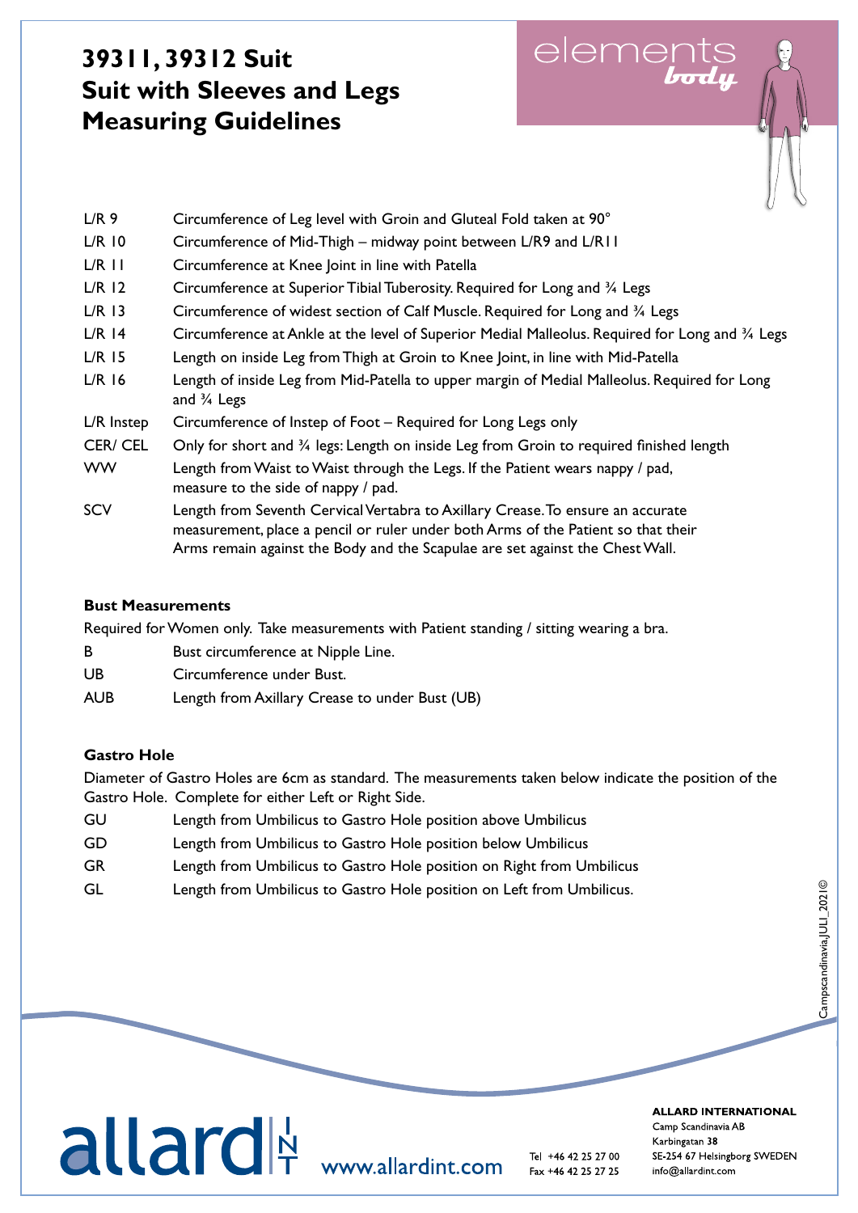# 39311, 39312 Suit
# Suit with Sleeves and Legs
# Measuring Guidelines

elements body

| | |
|---|---|
| L/R 9 | Circumference of Leg level with Groin and Gluteal Fold taken at 90° |
| L/R 10 | Circumference of Mid-Thigh – midway point between L/R9 and L/R11 |
| L/R 11 | Circumference at Knee Joint in line with Patella |
| L/R 12 | Circumference at Superior Tibial Tuberosity. Required for Long and ¾ Legs |
| L/R 13 | Circumference of widest section of Calf Muscle. Required for Long and ¾ Legs |
| L/R 14 | Circumference at Ankle at the level of Superior Medial Malleolus. Required for Long and ¾ Legs |
| L/R 15 | Length on inside Leg from Thigh at Groin to Knee Joint, in line with Mid-Patella |
| L/R 16 | Length of inside Leg from Mid-Patella to upper margin of Medial Malleolus. Required for Long and ¾ Legs |
| L/R Instep | Circumference of Instep of Foot – Required for Long Legs only |
| CER/ CEL | Only for short and ¾ legs: Length on inside Leg from Groin to required finished length |
| WW | Length from Waist to Waist through the Legs. If the Patient wears nappy / pad, measure to the side of nappy / pad. |
| SCV | Length from Seventh Cervical Vertabra to Axillary Crease. To ensure an accurate measurement, place a pencil or ruler under both Arms of the Patient so that their Arms remain against the Body and the Scapulae are set against the Chest Wall. |

## Bust Measurements

Required for Women only. Take measurements with Patient standing / sitting wearing a bra.

| | |
|---|---|
| B | Bust circumference at Nipple Line. |
| UB | Circumference under Bust. |
| AUB | Length from Axillary Crease to under Bust (UB) |

## Gastro Hole

Diameter of Gastro Holes are 6cm as standard. The measurements taken below indicate the position of the Gastro Hole. Complete for either Left or Right Side.

| | |
|---|---|
| GU | Length from Umbilicus to Gastro Hole position above Umbilicus |
| GD | Length from Umbilicus to Gastro Hole position below Umbilicus |
| GR | Length from Umbilicus to Gastro Hole position on Right from Umbilicus |
| GL | Length from Umbilicus to Gastro Hole position on Left from Umbilicus. |

Campscandinavia,JULI_2021©

allard INT www.allardint.com

Tel +46 42 25 27 00
Fax +46 42 25 27 25

**ALLARD INTERNATIONAL**
Camp Scandinavia AB
Karbingatan 38
SE-254 67 Helsingborg SWEDEN
info@allardint.com